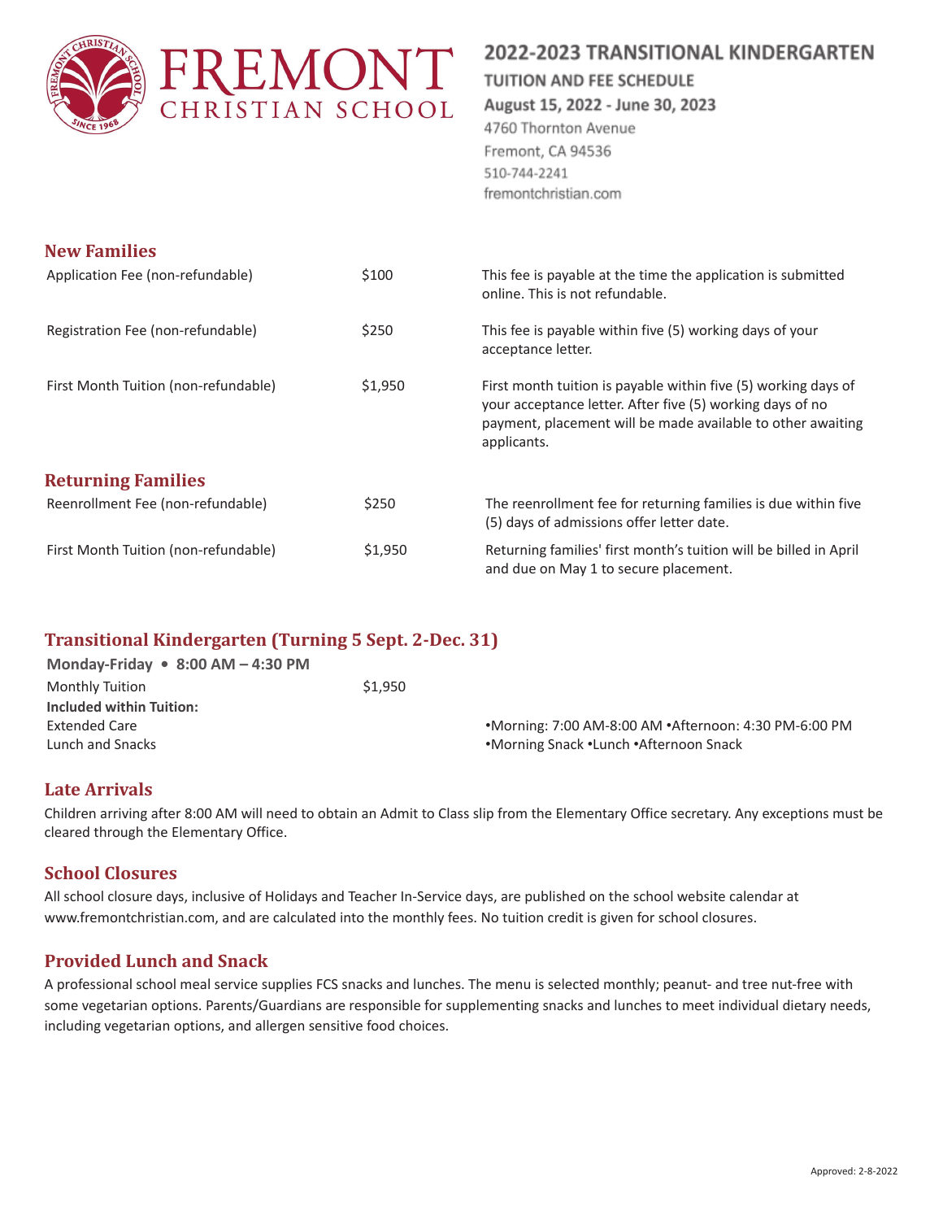# FREMONT CHRISTIAN SCHOOL

## 2022-2023 TRANSITIONAL KINDERGARTEN

**TUITION AND FEE SCHEDULE**

**August 15, 2022 - June 30, 2023**

4760 Thornton Avenue
Fremont, CA 94536
510-744-2241
fremontchristian.com

## New Families

| | | |
|---|---|---|
| Application Fee (non-refundable) | $100 | This fee is payable at the time the application is submitted online. This is not refundable. |
| Registration Fee (non-refundable) | $250 | This fee is payable within five (5) working days of your acceptance letter. |
| First Month Tuition (non-refundable) | $1,950 | First month tuition is payable within five (5) working days of your acceptance letter. After five (5) working days of no payment, placement will be made available to other awaiting applicants. |

## Returning Families

| | | |
|---|---|---|
| Reenrollment Fee (non-refundable) | $250 | The reenrollment fee for returning families is due within five (5) days of admissions offer letter date. |
| First Month Tuition (non-refundable) | $1,950 | Returning families' first month's tuition will be billed in April and due on May 1 to secure placement. |

## Transitional Kindergarten (Turning 5 Sept. 2-Dec. 31)

**Monday-Friday • 8:00 AM – 4:30 PM**

| | | |
|---|---|---|
| Monthly Tuition | $1,950 | |
| **Included within Tuition:** | | |
| Extended Care | | •Morning: 7:00 AM-8:00 AM •Afternoon: 4:30 PM-6:00 PM |
| Lunch and Snacks | | •Morning Snack •Lunch •Afternoon Snack |

## Late Arrivals

Children arriving after 8:00 AM will need to obtain an Admit to Class slip from the Elementary Office secretary. Any exceptions must be cleared through the Elementary Office.

## School Closures

All school closure days, inclusive of Holidays and Teacher In-Service days, are published on the school website calendar at www.fremontchristian.com, and are calculated into the monthly fees. No tuition credit is given for school closures.

## Provided Lunch and Snack

A professional school meal service supplies FCS snacks and lunches. The menu is selected monthly; peanut- and tree nut-free with some vegetarian options. Parents/Guardians are responsible for supplementing snacks and lunches to meet individual dietary needs, including vegetarian options, and allergen sensitive food choices.

Approved: 2-8-2022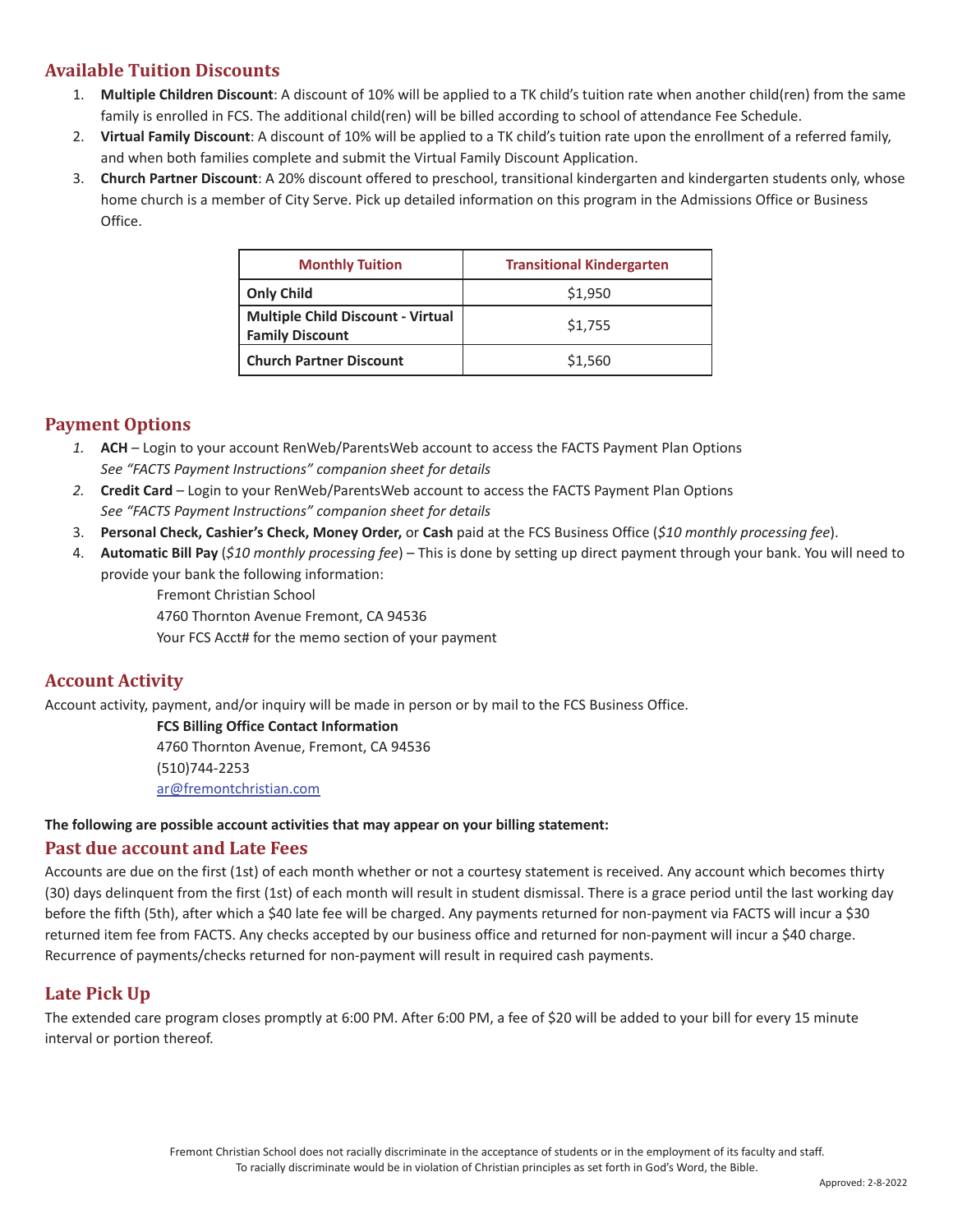## Available Tuition Discounts

1. **Multiple Children Discount**: A discount of 10% will be applied to a TK child's tuition rate when another child(ren) from the same family is enrolled in FCS. The additional child(ren) will be billed according to school of attendance Fee Schedule.
2. **Virtual Family Discount**: A discount of 10% will be applied to a TK child's tuition rate upon the enrollment of a referred family, and when both families complete and submit the Virtual Family Discount Application.
3. **Church Partner Discount**: A 20% discount offered to preschool, transitional kindergarten and kindergarten students only, whose home church is a member of City Serve. Pick up detailed information on this program in the Admissions Office or Business Office.

| Monthly Tuition | Transitional Kindergarten |
|---|---|
| **Only Child** | $1,950 |
| **Multiple Child Discount - Virtual Family Discount** | $1,755 |
| **Church Partner Discount** | $1,560 |

## Payment Options

1. **ACH** – Login to your account RenWeb/ParentsWeb account to access the FACTS Payment Plan Options
   *See "FACTS Payment Instructions" companion sheet for details*
2. **Credit Card** – Login to your RenWeb/ParentsWeb account to access the FACTS Payment Plan Options
   *See "FACTS Payment Instructions" companion sheet for details*
3. **Personal Check, Cashier's Check, Money Order,** or **Cash** paid at the FCS Business Office (*$10 monthly processing fee*).
4. **Automatic Bill Pay** (*$10 monthly processing fee*) – This is done by setting up direct payment through your bank. You will need to provide your bank the following information:

   Fremont Christian School
   4760 Thornton Avenue Fremont, CA 94536
   Your FCS Acct# for the memo section of your payment

## Account Activity

Account activity, payment, and/or inquiry will be made in person or by mail to the FCS Business Office.

**FCS Billing Office Contact Information**
4760 Thornton Avenue, Fremont, CA 94536
(510)744-2253
ar@fremontchristian.com

**The following are possible account activities that may appear on your billing statement:**

## Past due account and Late Fees

Accounts are due on the first (1st) of each month whether or not a courtesy statement is received. Any account which becomes thirty (30) days delinquent from the first (1st) of each month will result in student dismissal. There is a grace period until the last working day before the fifth (5th), after which a $40 late fee will be charged. Any payments returned for non-payment via FACTS will incur a $30 returned item fee from FACTS. Any checks accepted by our business office and returned for non-payment will incur a $40 charge. Recurrence of payments/checks returned for non-payment will result in required cash payments.

## Late Pick Up

The extended care program closes promptly at 6:00 PM. After 6:00 PM, a fee of $20 will be added to your bill for every 15 minute interval or portion thereof.

Fremont Christian School does not racially discriminate in the acceptance of students or in the employment of its faculty and staff.
To racially discriminate would be in violation of Christian principles as set forth in God's Word, the Bible.

Approved: 2-8-2022